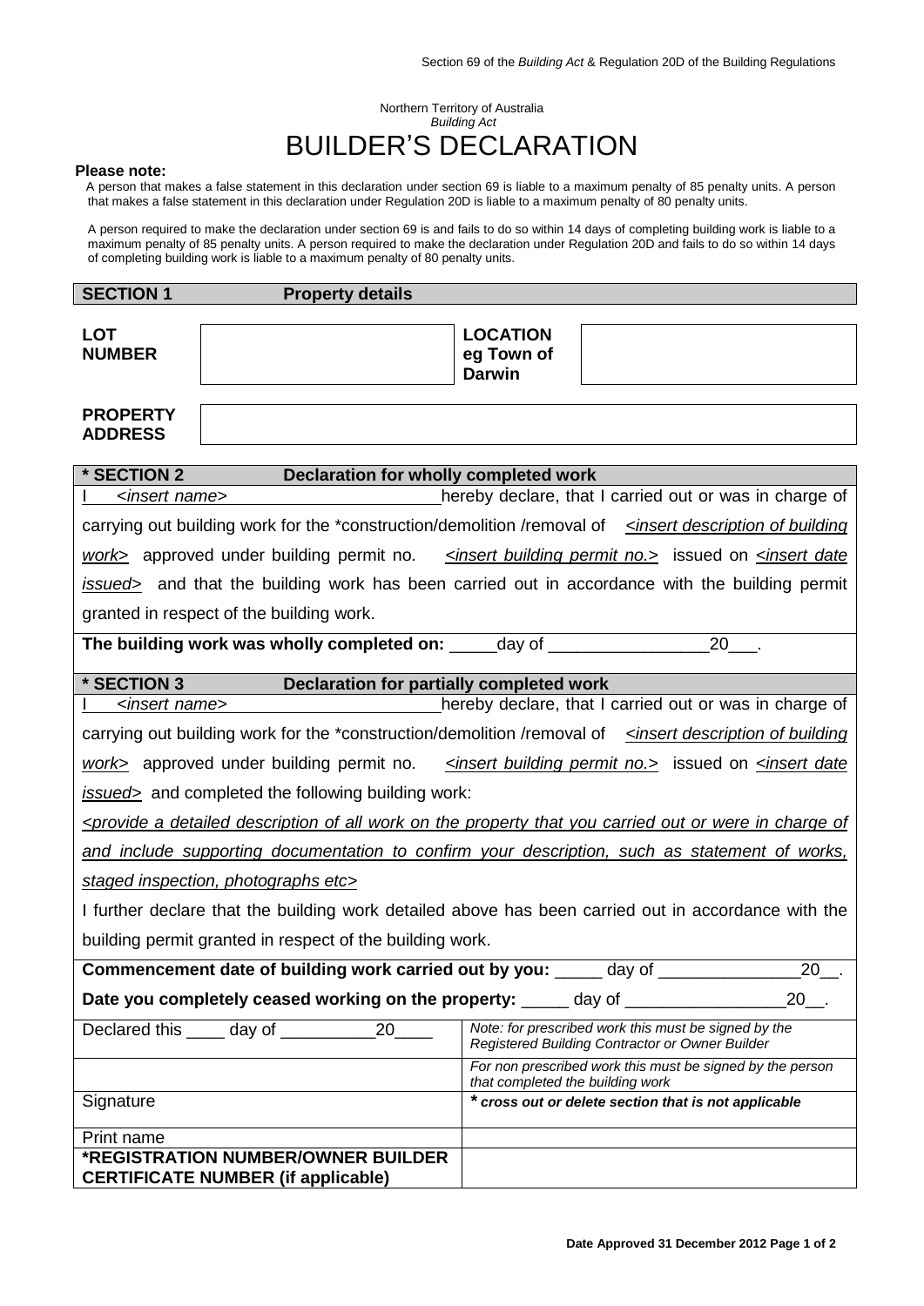Section 69 of the *Building Act* & Regulation 20D of the Building Regulations

Northern Territory of Australia
*Building Act*

# BUILDER'S DECLARATION

**Please note:**

A person that makes a false statement in this declaration under section 69 is liable to a maximum penalty of 85 penalty units. A person that makes a false statement in this declaration under Regulation 20D is liable to a maximum penalty of 80 penalty units.

A person required to make the declaration under section 69 is and fails to do so within 14 days of completing building work is liable to a maximum penalty of 85 penalty units. A person required to make the declaration under Regulation 20D and fails to do so within 14 days of completing building work is liable to a maximum penalty of 80 penalty units.

## SECTION 1 Property details

| **LOT NUMBER** | | **LOCATION eg Town of Darwin** | |
|---|---|---|---|
| **PROPERTY ADDRESS** | | | |

## * SECTION 2 Declaration for wholly completed work

I <u>*<insert name>*</u> hereby declare, that I carried out or was in charge of carrying out building work for the *construction/demolition /removal of <u>*<insert description of building work>*</u> approved under building permit no. <u>*<insert building permit no.>*</u> issued on <u>*<insert date issued>*</u> and that the building work has been carried out in accordance with the building permit granted in respect of the building work.

**The building work was wholly completed on:** _____day of _________________20___.

## * SECTION 3 Declaration for partially completed work

I <u>*<insert name>*</u> hereby declare, that I carried out or was in charge of carrying out building work for the *construction/demolition /removal of <u>*<insert description of building work>*</u> approved under building permit no. <u>*<insert building permit no.>*</u> issued on <u>*<insert date issued>*</u> and completed the following building work:

<u>*<provide a detailed description of all work on the property that you carried out or were in charge of and include supporting documentation to confirm your description, such as statement of works, staged inspection, photographs etc>*</u>

I further declare that the building work detailed above has been carried out in accordance with the building permit granted in respect of the building work.

**Commencement date of building work carried out by you:** _____ day of _______________20__.

**Date you completely ceased working on the property:** _____ day of _________________20__.

| | |
|---|---|
| Declared this ____ day of __________20____ | *Note: for prescribed work this must be signed by the Registered Building Contractor or Owner Builder* |
| | *For non prescribed work this must be signed by the person that completed the building work* |
| Signature | ***** ***cross out or delete section that is not applicable*** |
| Print name | |
| **\*REGISTRATION NUMBER/OWNER BUILDER CERTIFICATE NUMBER (if applicable)** | |

**Date Approved 31 December 2012**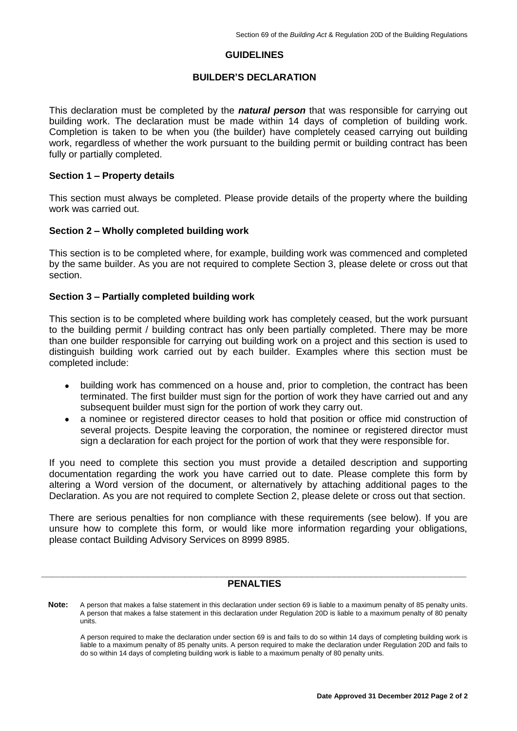# GUIDELINES

## BUILDER'S DECLARATION

This declaration must be completed by the ***natural person*** that was responsible for carrying out building work. The declaration must be made within 14 days of completion of building work. Completion is taken to be when you (the builder) have completely ceased carrying out building work, regardless of whether the work pursuant to the building permit or building contract has been fully or partially completed.

### Section 1 – Property details

This section must always be completed. Please provide details of the property where the building work was carried out.

### Section 2 – Wholly completed building work

This section is to be completed where, for example, building work was commenced and completed by the same builder. As you are not required to complete Section 3, please delete or cross out that section.

### Section 3 – Partially completed building work

This section is to be completed where building work has completely ceased, but the work pursuant to the building permit / building contract has only been partially completed. There may be more than one builder responsible for carrying out building work on a project and this section is used to distinguish building work carried out by each builder. Examples where this section must be completed include:

- building work has commenced on a house and, prior to completion, the contract has been terminated. The first builder must sign for the portion of work they have carried out and any subsequent builder must sign for the portion of work they carry out.
- a nominee or registered director ceases to hold that position or office mid construction of several projects. Despite leaving the corporation, the nominee or registered director must sign a declaration for each project for the portion of work that they were responsible for.

If you need to complete this section you must provide a detailed description and supporting documentation regarding the work you have carried out to date. Please complete this form by altering a Word version of the document, or alternatively by attaching additional pages to the Declaration. As you are not required to complete Section 2, please delete or cross out that section.

There are serious penalties for non compliance with these requirements (see below). If you are unsure how to complete this form, or would like more information regarding your obligations, please contact Building Advisory Services on 8999 8985.

---

## PENALTIES

**Note:** A person that makes a false statement in this declaration under section 69 is liable to a maximum penalty of 85 penalty units. A person that makes a false statement in this declaration under Regulation 20D is liable to a maximum penalty of 80 penalty units.

A person required to make the declaration under section 69 is and fails to do so within 14 days of completing building work is liable to a maximum penalty of 85 penalty units. A person required to make the declaration under Regulation 20D and fails to do so within 14 days of completing building work is liable to a maximum penalty of 80 penalty units.

**Date Approved 31 December 2012**